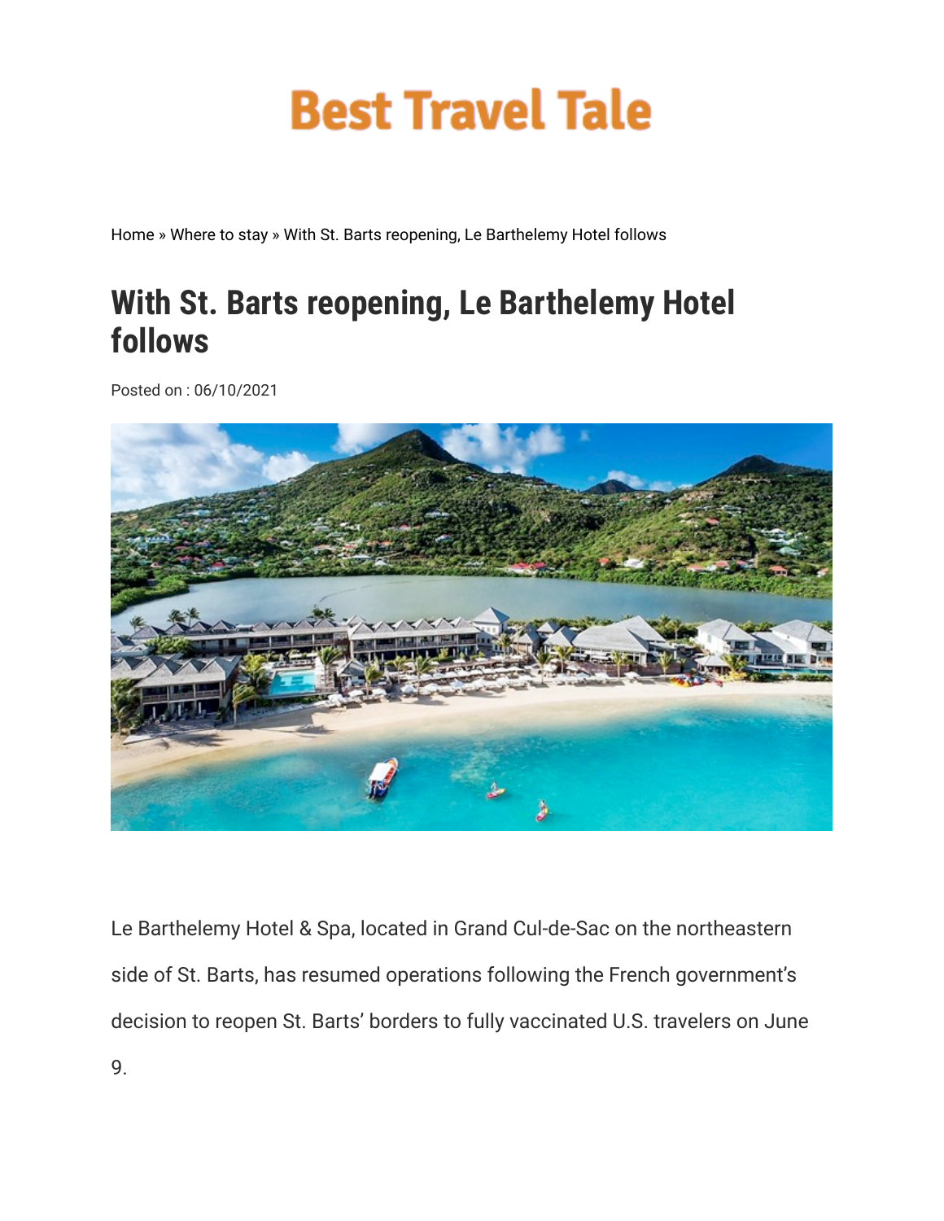# Best Travel Tale

Home » Where to stay » With St. Barts reopening, Le Barthelemy Hotel follows

## With St. Barts reopening, Le Barthelemy Hotel follows

Posted on : 06/10/2021

Le Barthelemy Hotel & Spa, located in Grand Cul-de-Sac on the northeastern side of St. Barts, has resumed operations following the French government's decision to reopen St. Barts' borders to fully vaccinated U.S. travelers on June 9.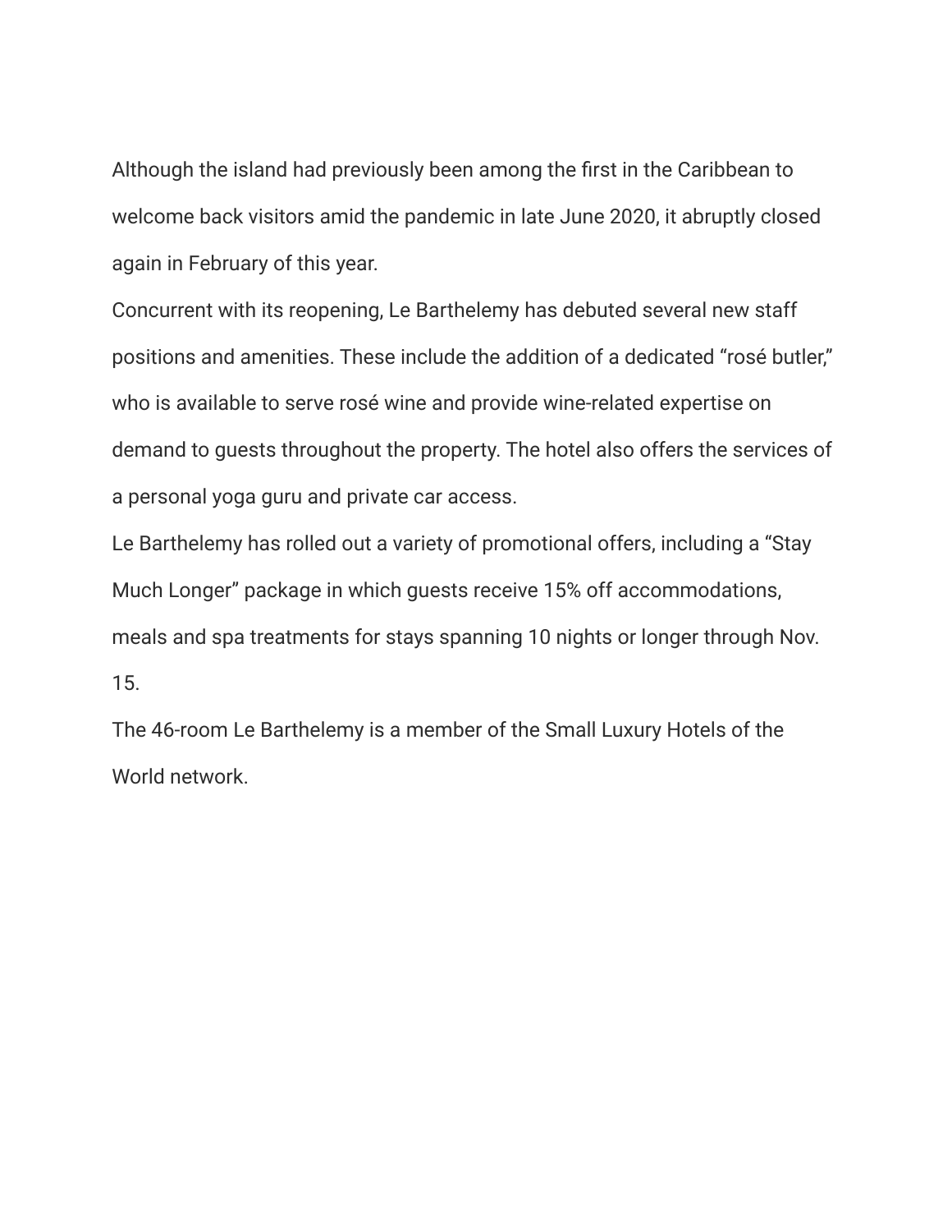Although the island had previously been among the first in the Caribbean to welcome back visitors amid the pandemic in late June 2020, it abruptly closed again in February of this year.

Concurrent with its reopening, Le Barthelemy has debuted several new staff positions and amenities. These include the addition of a dedicated “rosé butler,” who is available to serve rosé wine and provide wine-related expertise on demand to guests throughout the property. The hotel also offers the services of a personal yoga guru and private car access.

Le Barthelemy has rolled out a variety of promotional offers, including a “Stay Much Longer” package in which guests receive 15% off accommodations, meals and spa treatments for stays spanning 10 nights or longer through Nov. 15.

The 46-room Le Barthelemy is a member of the Small Luxury Hotels of the World network.